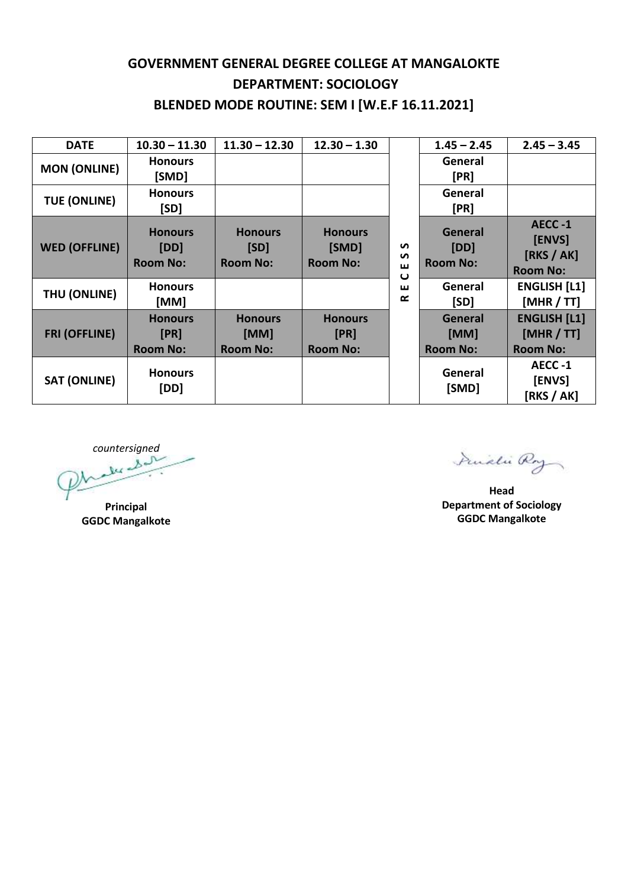# GOVERNMENT GENERAL DEGREE COLLEGE AT MANGALOKTE

## DEPARTMENT: SOCIOLOGY

## BLENDED MODE ROUTINE: SEM I [W.E.F 16.11.2021]

| DATE | 10.30 – 11.30 | 11.30 – 12.30 | 12.30 – 1.30 | | 1.45 – 2.45 | 2.45 – 3.45 |
|---|---|---|---|---|---|---|
| MON (ONLINE) | Honours [SMD] | | | RECESS | General [PR] | |
| TUE (ONLINE) | Honours [SD] | | | | General [PR] | |
| WED (OFFLINE) | Honours [DD] Room No: | Honours [SD] Room No: | Honours [SMD] Room No: | | General [DD] Room No: | AECC -1 [ENVS] [RKS / AK] Room No: |
| THU (ONLINE) | Honours [MM] | | | | General [SD] | ENGLISH [L1] [MHR / TT] |
| FRI (OFFLINE) | Honours [PR] Room No: | Honours [MM] Room No: | Honours [PR] Room No: | | General [MM] Room No: | ENGLISH [L1] [MHR / TT] Room No: |
| SAT (ONLINE) | Honours [DD] | | | | General [SMD] | AECC -1 [ENVS] [RKS / AK] |

*countersigned*

**Principal**
**GGDC Mangalkote**

**Head**
**Department of Sociology**
**GGDC Mangalkote**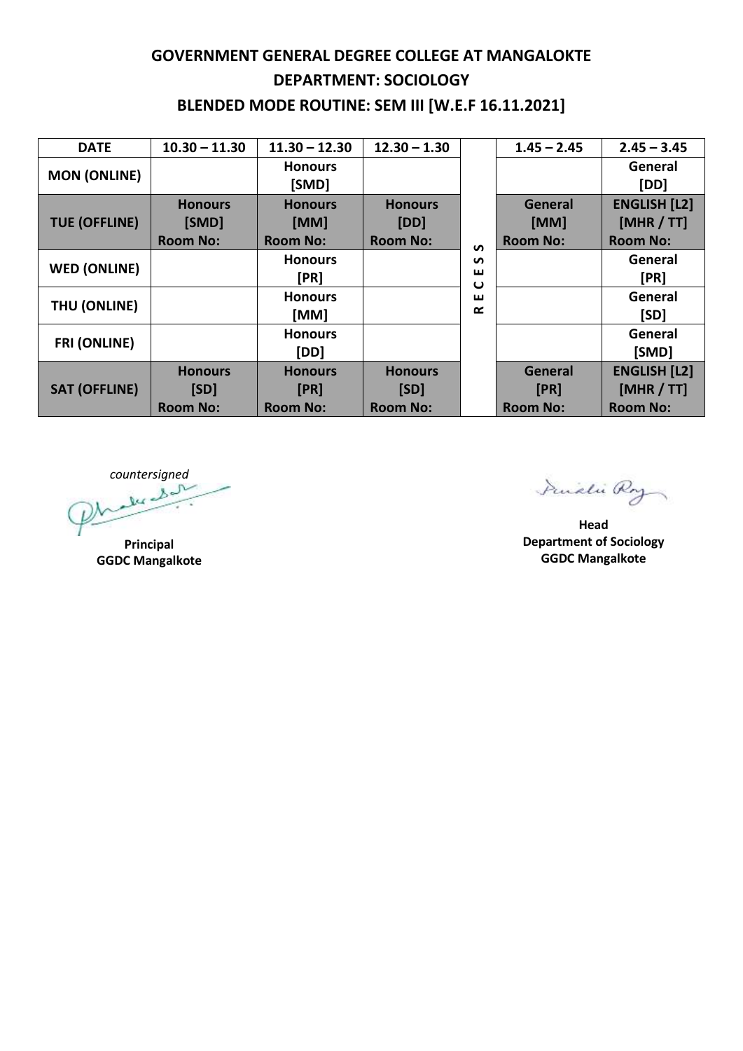**GOVERNMENT GENERAL DEGREE COLLEGE AT MANGALOKTE**

**DEPARTMENT: SOCIOLOGY**

**BLENDED MODE ROUTINE: SEM III [W.E.F 16.11.2021]**

| DATE | 10.30 – 11.30 | 11.30 – 12.30 | 12.30 – 1.30 | | 1.45 – 2.45 | 2.45 – 3.45 |
|---|---|---|---|---|---|---|
| MON (ONLINE) | | Honours [SMD] | | RECESS | | General [DD] |
| TUE (OFFLINE) | Honours [SMD] Room No: | Honours [MM] Room No: | Honours [DD] Room No: | | General [MM] Room No: | ENGLISH [L2] [MHR / TT] Room No: |
| WED (ONLINE) | | Honours [PR] | | | | General [PR] |
| THU (ONLINE) | | Honours [MM] | | | | General [SD] |
| FRI (ONLINE) | | Honours [DD] | | | | General [SMD] |
| SAT (OFFLINE) | Honours [SD] Room No: | Honours [PR] Room No: | Honours [SD] Room No: | | General [PR] Room No: | ENGLISH [L2] [MHR / TT] Room No: |

*countersigned*

**Principal**
**GGDC Mangalkote**

**Head**
**Department of Sociology**
**GGDC Mangalkote**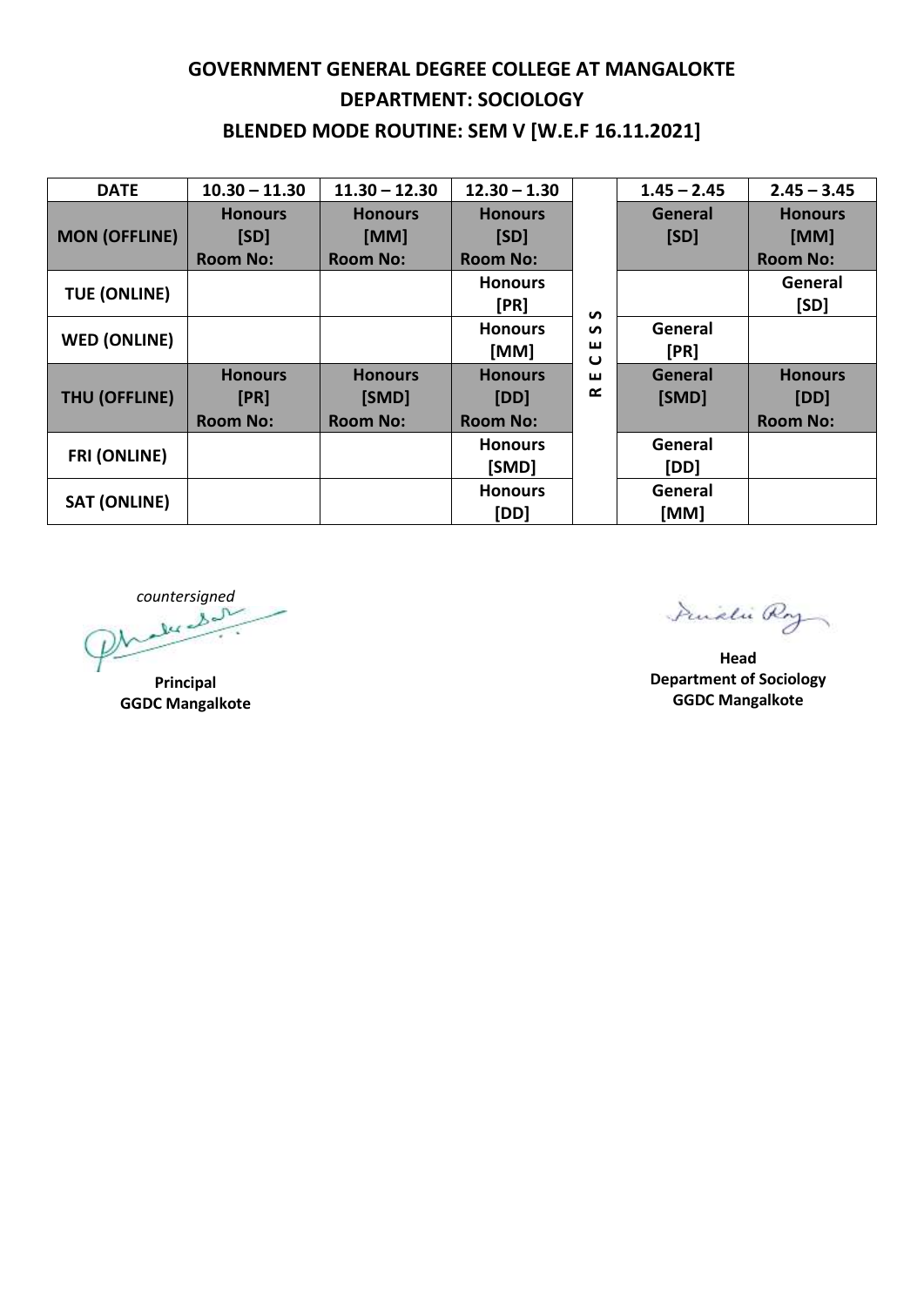# GOVERNMENT GENERAL DEGREE COLLEGE AT MANGALOKTE

## DEPARTMENT: SOCIOLOGY

## BLENDED MODE ROUTINE: SEM V [W.E.F 16.11.2021]

| DATE | 10.30 – 11.30 | 11.30 – 12.30 | 12.30 – 1.30 | | 1.45 – 2.45 | 2.45 – 3.45 |
|---|---|---|---|---|---|---|
| MON (OFFLINE) | Honours [SD] Room No: | Honours [MM] Room No: | Honours [SD] Room No: | RECESS | General [SD] | Honours [MM] Room No: |
| TUE (ONLINE) | | | Honours [PR] | | | General [SD] |
| WED (ONLINE) | | | Honours [MM] | | General [PR] | |
| THU (OFFLINE) | Honours [PR] Room No: | Honours [SMD] Room No: | Honours [DD] Room No: | | General [SMD] | Honours [DD] Room No: |
| FRI (ONLINE) | | | Honours [SMD] | | General [DD] | |
| SAT (ONLINE) | | | Honours [DD] | | General [MM] | |

*countersigned*

**Principal**
**GGDC Mangalkote**

**Head**
**Department of Sociology**
**GGDC Mangalkote**